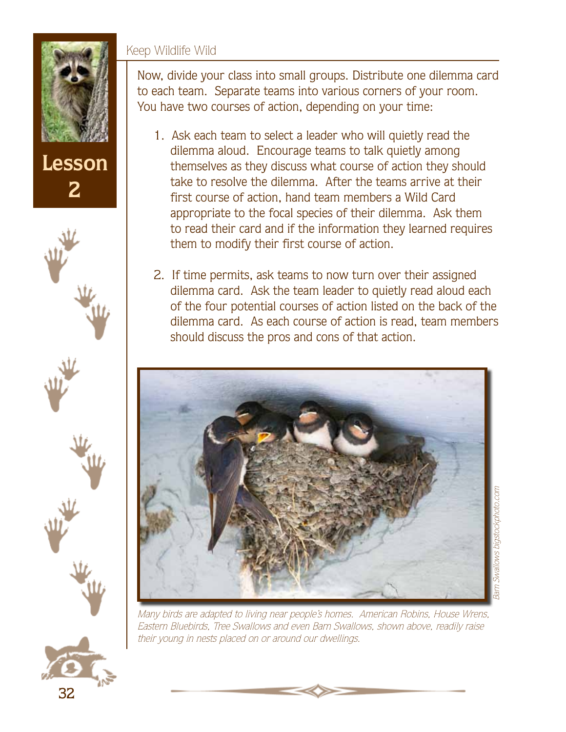Now, divide your class into small groups. Distribute one dilemma card to each team. Separate teams into various corners of your room. You have two courses of action, depending on your time:

1. Ask each team to select a leader who will quietly read the dilemma aloud. Encourage teams to talk quietly among themselves as they discuss what course of action they should take to resolve the dilemma. After the teams arrive at their first course of action, hand team members a Wild Card appropriate to the focal species of their dilemma. Ask them to read their card and if the information they learned requires them to modify their first course of action.

2. If time permits, ask teams to now turn over their assigned dilemma card. Ask the team leader to quietly read aloud each of the four potential courses of action listed on the back of the dilemma card. As each course of action is read, team members should discuss the pros and cons of that action.

*Barn Swallows bigstockphoto.com*

*Many birds are adapted to living near people's homes. American Robins, House Wrens, Eastern Bluebirds, Tree Swallows and even Barn Swallows, shown above, readily raise their young in nests placed on or around our dwellings.*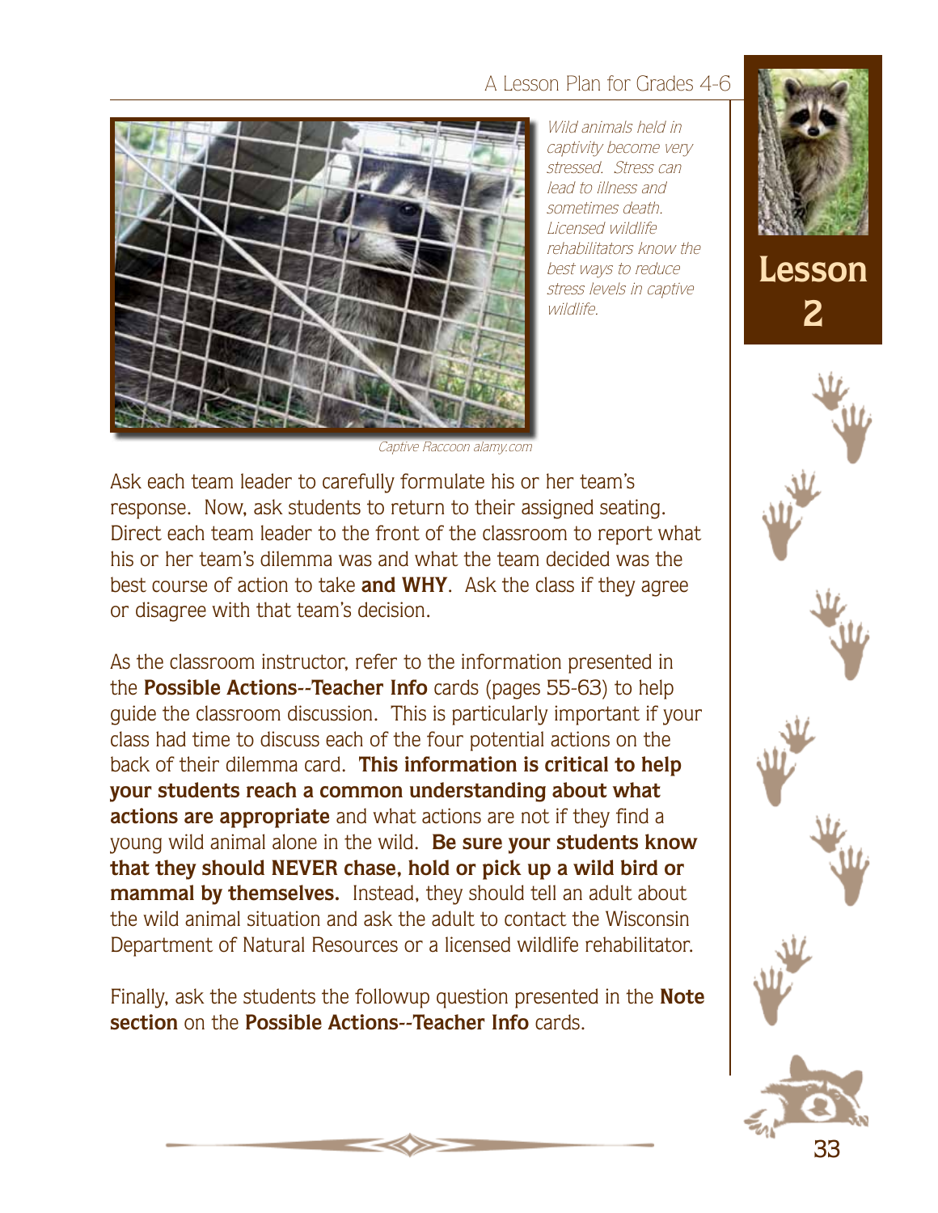Wild animals held in captivity become very stressed. Stress can lead to illness and sometimes death. Licensed wildlife rehabilitators know the best ways to reduce stress levels in captive wildlife.

Captive Raccoon alamy.com

Ask each team leader to carefully formulate his or her team's response. Now, ask students to return to their assigned seating. Direct each team leader to the front of the classroom to report what his or her team's dilemma was and what the team decided was the best course of action to take **and WHY**. Ask the class if they agree or disagree with that team's decision.

As the classroom instructor, refer to the information presented in the **Possible Actions--Teacher Info** cards (pages 55-63) to help guide the classroom discussion. This is particularly important if your class had time to discuss each of the four potential actions on the back of their dilemma card. **This information is critical to help your students reach a common understanding about what actions are appropriate** and what actions are not if they find a young wild animal alone in the wild. **Be sure your students know that they should NEVER chase, hold or pick up a wild bird or mammal by themselves.** Instead, they should tell an adult about the wild animal situation and ask the adult to contact the Wisconsin Department of Natural Resources or a licensed wildlife rehabilitator.

Finally, ask the students the followup question presented in the **Note section** on the **Possible Actions--Teacher Info** cards.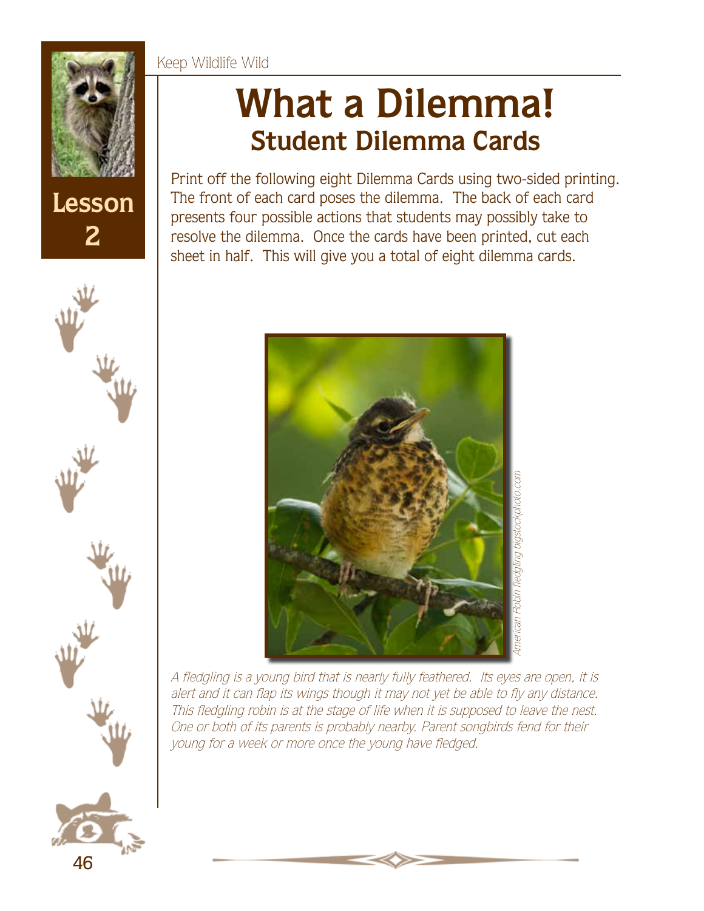# What a Dilemma!

## Student Dilemma Cards

Print off the following eight Dilemma Cards using two-sided printing. The front of each card poses the dilemma. The back of each card presents four possible actions that students may possibly take to resolve the dilemma. Once the cards have been printed, cut each sheet in half. This will give you a total of eight dilemma cards.

*American Robin fledgling bigstockphoto.com*

*A fledgling is a young bird that is nearly fully feathered. Its eyes are open, it is alert and it can flap its wings though it may not yet be able to fly any distance. This fledgling robin is at the stage of life when it is supposed to leave the nest. One or both of its parents is probably nearby. Parent songbirds fend for their young for a week or more once the young have fledged.*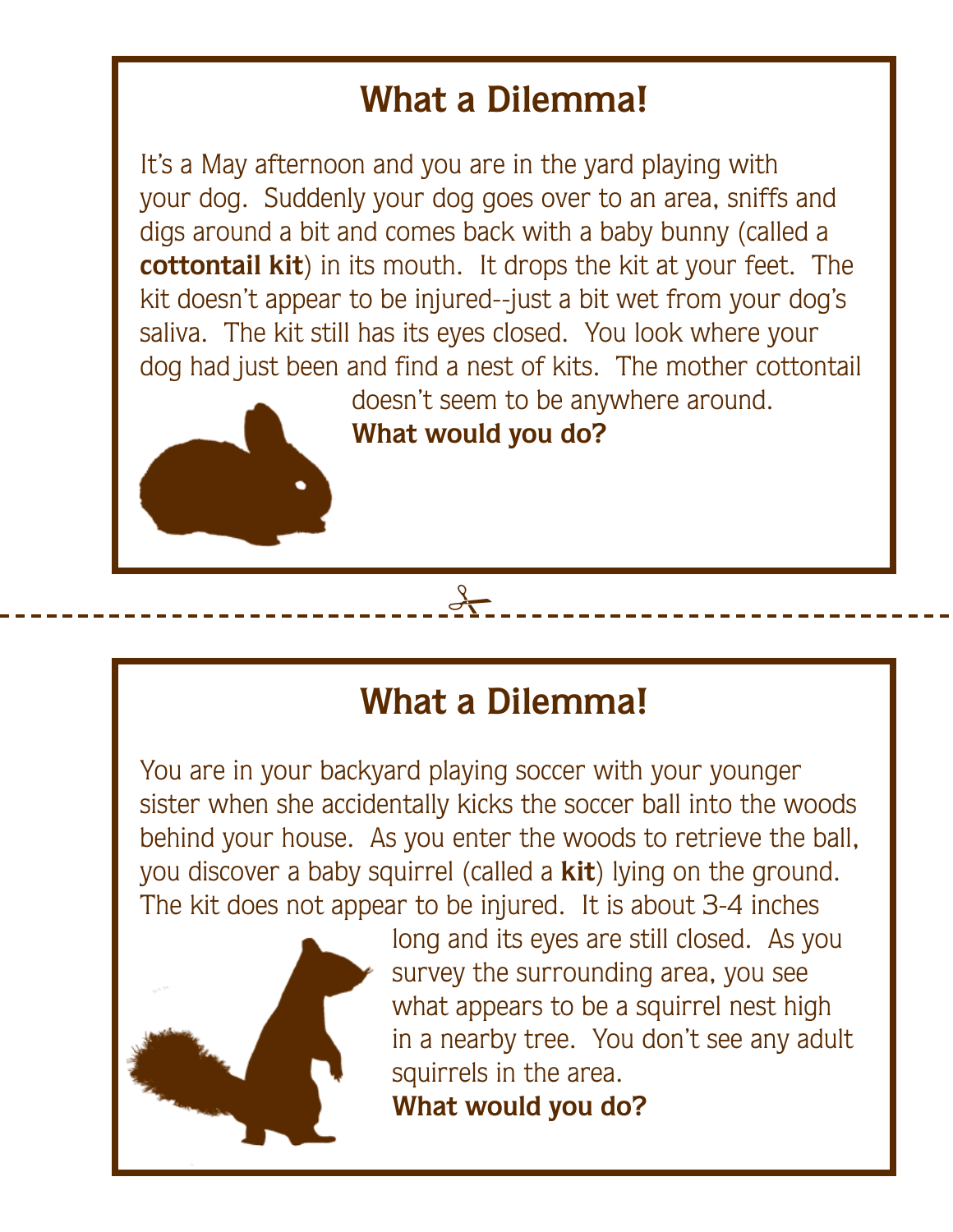## What a Dilemma!

It's a May afternoon and you are in the yard playing with your dog. Suddenly your dog goes over to an area, sniffs and digs around a bit and comes back with a baby bunny (called a **cottontail kit**) in its mouth. It drops the kit at your feet. The kit doesn't appear to be injured--just a bit wet from your dog's saliva. The kit still has its eyes closed. You look where your dog had just been and find a nest of kits. The mother cottontail doesn't seem to be anywhere around.

**What would you do?**

---

## What a Dilemma!

You are in your backyard playing soccer with your younger sister when she accidentally kicks the soccer ball into the woods behind your house. As you enter the woods to retrieve the ball, you discover a baby squirrel (called a **kit**) lying on the ground. The kit does not appear to be injured. It is about 3-4 inches long and its eyes are still closed. As you survey the surrounding area, you see what appears to be a squirrel nest high in a nearby tree. You don't see any adult squirrels in the area.

**What would you do?**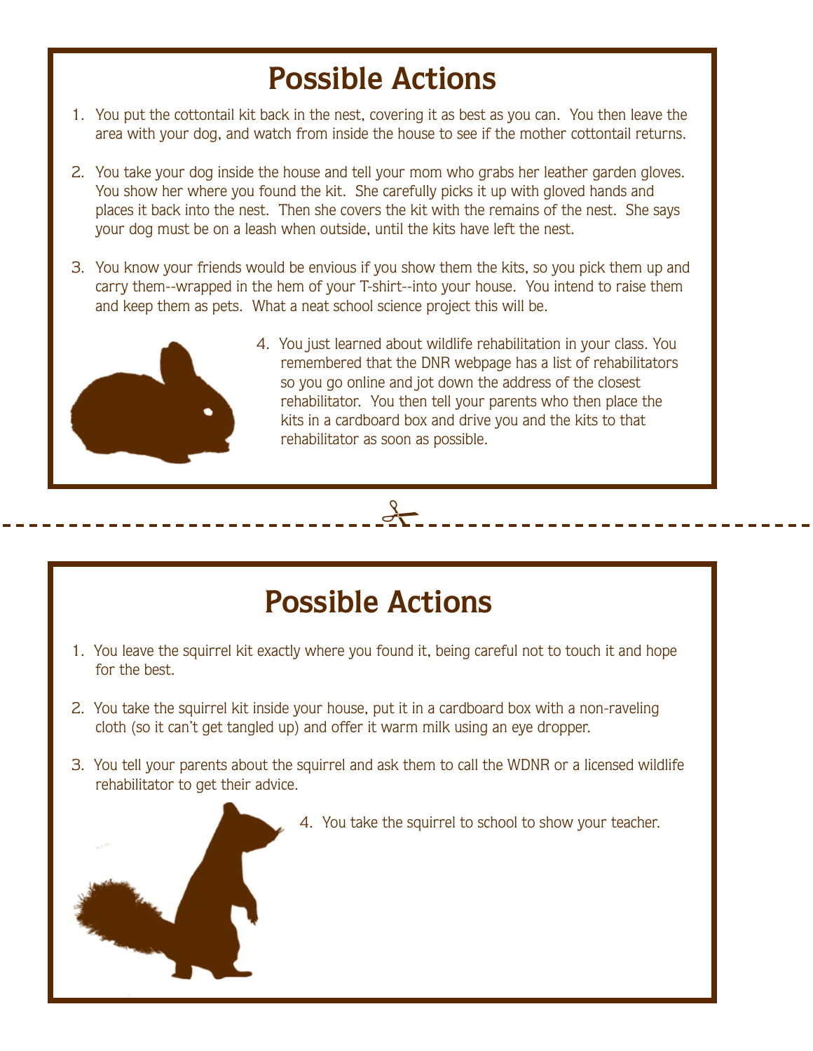# Possible Actions

1. You put the cottontail kit back in the nest, covering it as best as you can. You then leave the area with your dog, and watch from inside the house to see if the mother cottontail returns.

2. You take your dog inside the house and tell your mom who grabs her leather garden gloves. You show her where you found the kit. She carefully picks it up with gloved hands and places it back into the nest. Then she covers the kit with the remains of the nest. She says your dog must be on a leash when outside, until the kits have left the nest.

3. You know your friends would be envious if you show them the kits, so you pick them up and carry them--wrapped in the hem of your T-shirt--into your house. You intend to raise them and keep them as pets. What a neat school science project this will be.

4. You just learned about wildlife rehabilitation in your class. You remembered that the DNR webpage has a list of rehabilitators so you go online and jot down the address of the closest rehabilitator. You then tell your parents who then place the kits in a cardboard box and drive you and the kits to that rehabilitator as soon as possible.

# Possible Actions

1. You leave the squirrel kit exactly where you found it, being careful not to touch it and hope for the best.

2. You take the squirrel kit inside your house, put it in a cardboard box with a non-raveling cloth (so it can't get tangled up) and offer it warm milk using an eye dropper.

3. You tell your parents about the squirrel and ask them to call the WDNR or a licensed wildlife rehabilitator to get their advice.

4. You take the squirrel to school to show your teacher.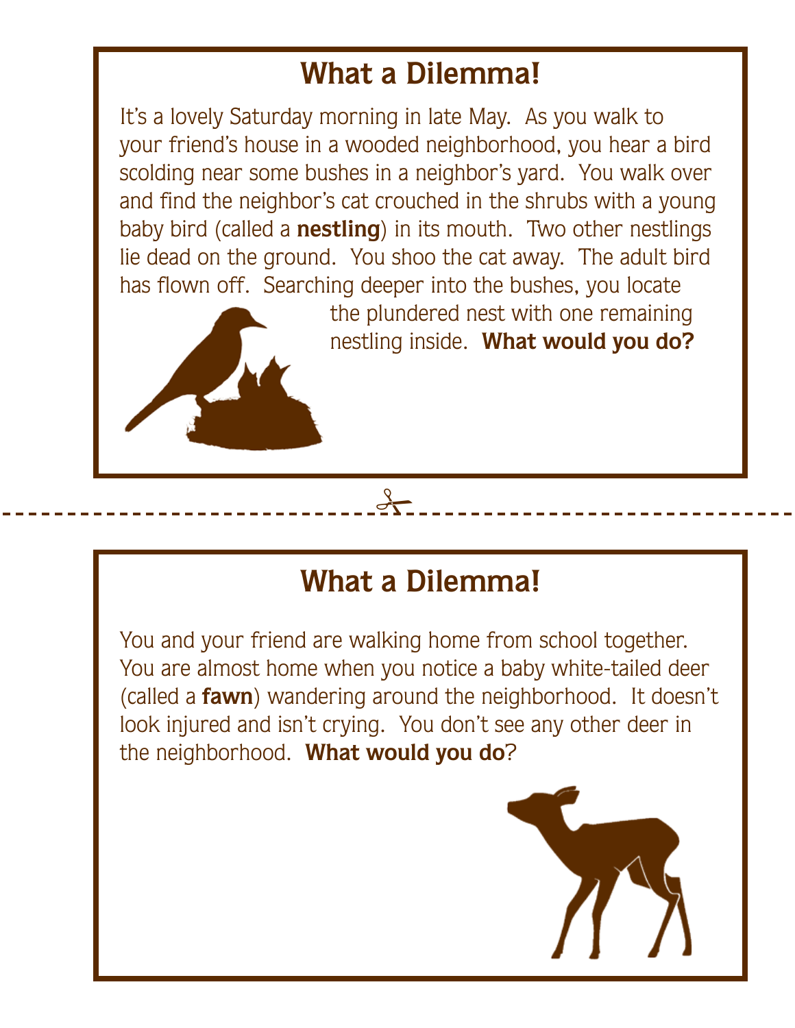## What a Dilemma!

It's a lovely Saturday morning in late May. As you walk to your friend's house in a wooded neighborhood, you hear a bird scolding near some bushes in a neighbor's yard. You walk over and find the neighbor's cat crouched in the shrubs with a young baby bird (called a **nestling**) in its mouth. Two other nestlings lie dead on the ground. You shoo the cat away. The adult bird has flown off. Searching deeper into the bushes, you locate the plundered nest with one remaining nestling inside. **What would you do?**

---

## What a Dilemma!

You and your friend are walking home from school together. You are almost home when you notice a baby white-tailed deer (called a **fawn**) wandering around the neighborhood. It doesn't look injured and isn't crying. You don't see any other deer in the neighborhood. **What would you do**?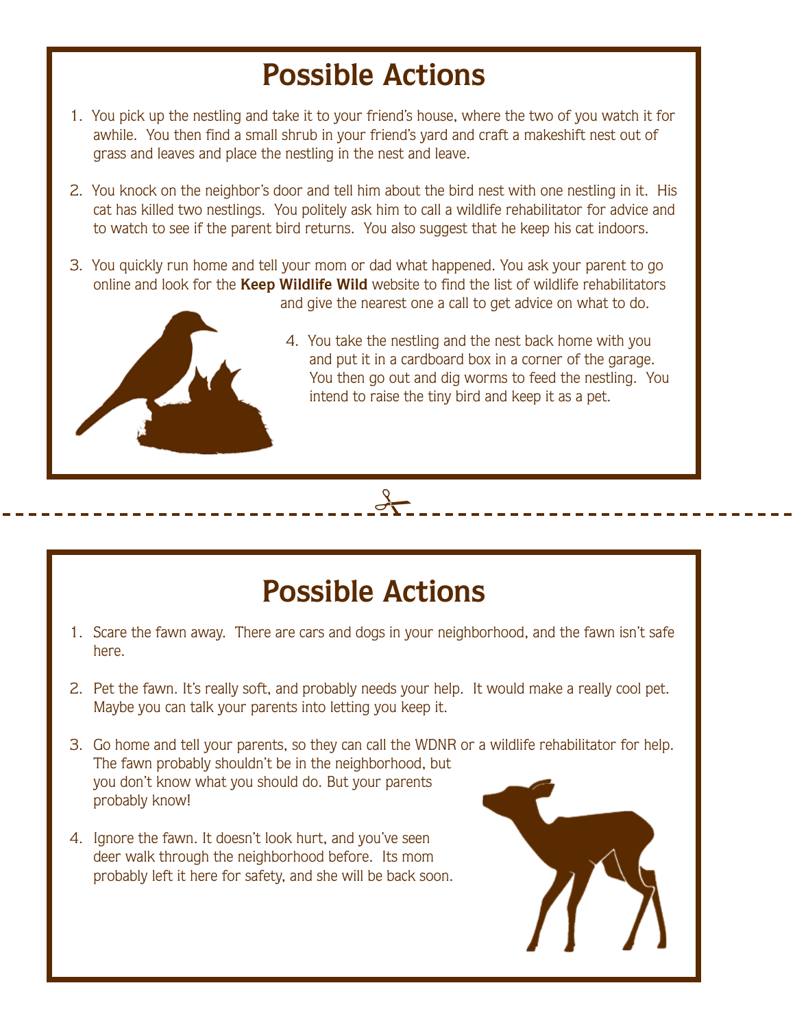# Possible Actions

1. You pick up the nestling and take it to your friend's house, where the two of you watch it for awhile. You then find a small shrub in your friend's yard and craft a makeshift nest out of grass and leaves and place the nestling in the nest and leave.

2. You knock on the neighbor's door and tell him about the bird nest with one nestling in it. His cat has killed two nestlings. You politely ask him to call a wildlife rehabilitator for advice and to watch to see if the parent bird returns. You also suggest that he keep his cat indoors.

3. You quickly run home and tell your mom or dad what happened. You ask your parent to go online and look for the **Keep Wildlife Wild** website to find the list of wildlife rehabilitators and give the nearest one a call to get advice on what to do.

4. You take the nestling and the nest back home with you and put it in a cardboard box in a corner of the garage. You then go out and dig worms to feed the nestling. You intend to raise the tiny bird and keep it as a pet.

# Possible Actions

1. Scare the fawn away. There are cars and dogs in your neighborhood, and the fawn isn't safe here.

2. Pet the fawn. It's really soft, and probably needs your help. It would make a really cool pet. Maybe you can talk your parents into letting you keep it.

3. Go home and tell your parents, so they can call the WDNR or a wildlife rehabilitator for help. The fawn probably shouldn't be in the neighborhood, but you don't know what you should do. But your parents probably know!

4. Ignore the fawn. It doesn't look hurt, and you've seen deer walk through the neighborhood before. Its mom probably left it here for safety, and she will be back soon.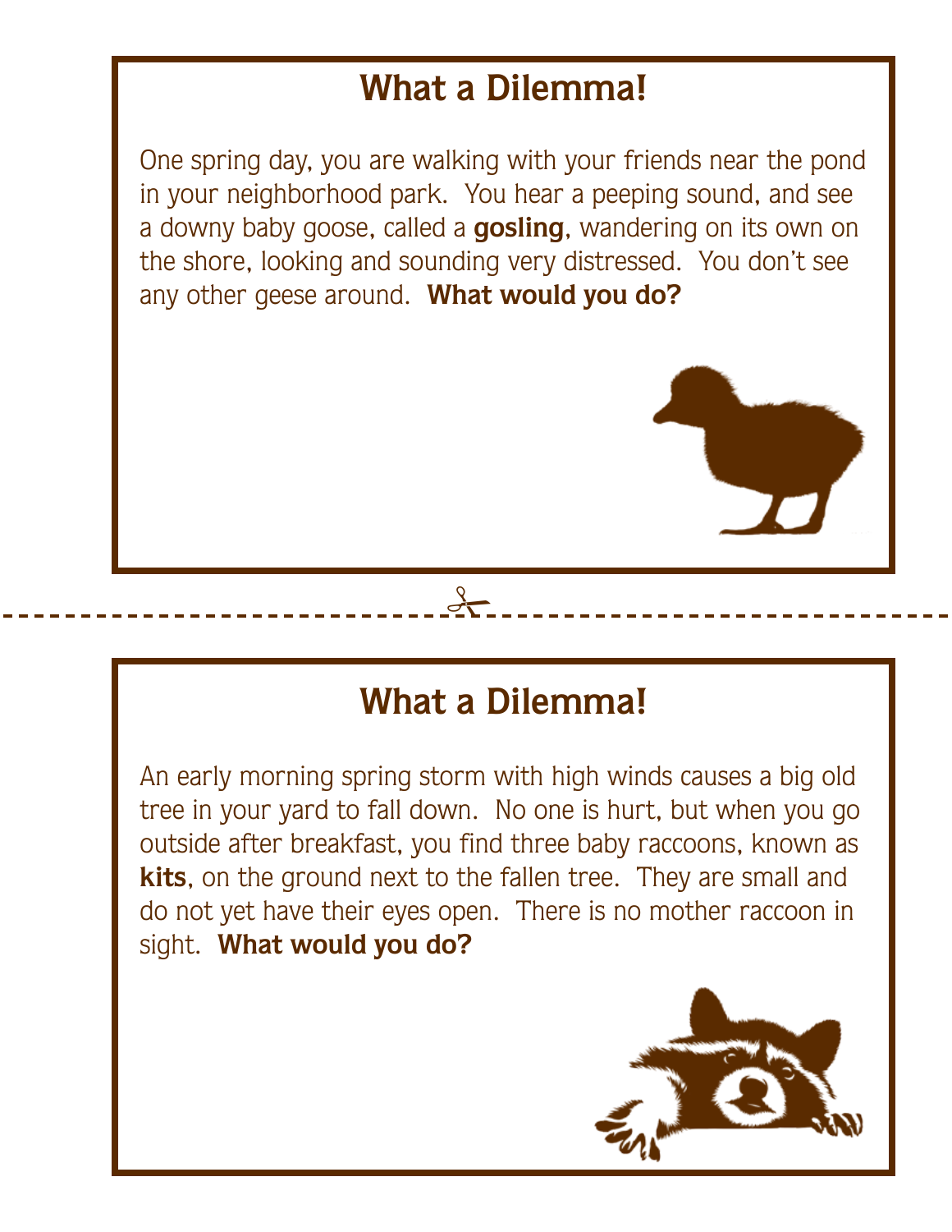## What a Dilemma!

One spring day, you are walking with your friends near the pond in your neighborhood park. You hear a peeping sound, and see a downy baby goose, called a **gosling**, wandering on its own on the shore, looking and sounding very distressed. You don't see any other geese around. **What would you do?**

## What a Dilemma!

An early morning spring storm with high winds causes a big old tree in your yard to fall down. No one is hurt, but when you go outside after breakfast, you find three baby raccoons, known as **kits**, on the ground next to the fallen tree. They are small and do not yet have their eyes open. There is no mother raccoon in sight. **What would you do?**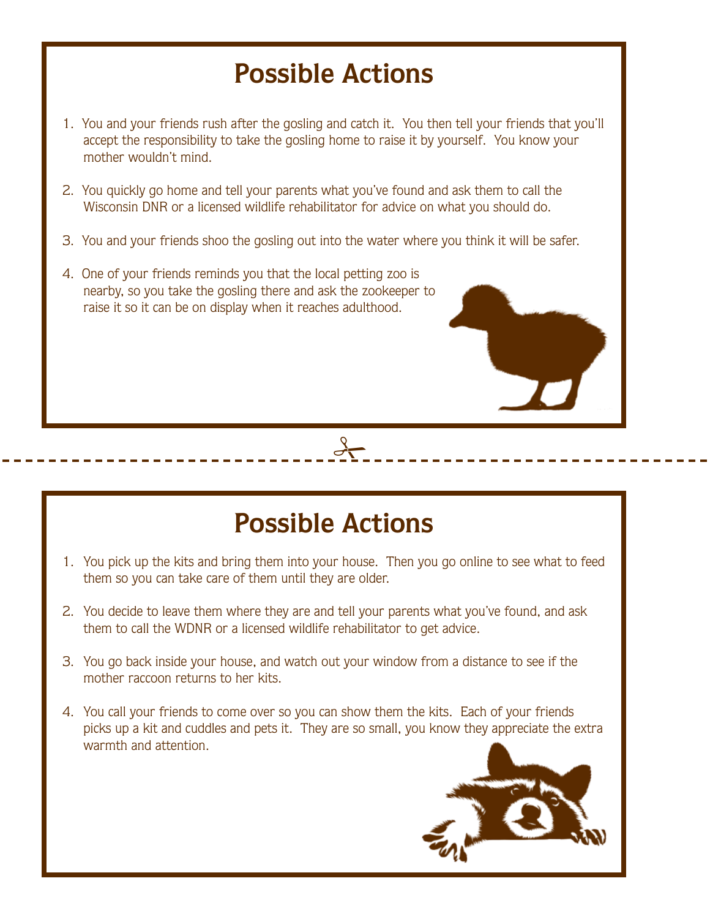# Possible Actions

1. You and your friends rush after the gosling and catch it. You then tell your friends that you'll accept the responsibility to take the gosling home to raise it by yourself. You know your mother wouldn't mind.
2. You quickly go home and tell your parents what you've found and ask them to call the Wisconsin DNR or a licensed wildlife rehabilitator for advice on what you should do.
3. You and your friends shoo the gosling out into the water where you think it will be safer.
4. One of your friends reminds you that the local petting zoo is nearby, so you take the gosling there and ask the zookeeper to raise it so it can be on display when it reaches adulthood.

# Possible Actions

1. You pick up the kits and bring them into your house. Then you go online to see what to feed them so you can take care of them until they are older.
2. You decide to leave them where they are and tell your parents what you've found, and ask them to call the WDNR or a licensed wildlife rehabilitator to get advice.
3. You go back inside your house, and watch out your window from a distance to see if the mother raccoon returns to her kits.
4. You call your friends to come over so you can show them the kits. Each of your friends picks up a kit and cuddles and pets it. They are so small, you know they appreciate the extra warmth and attention.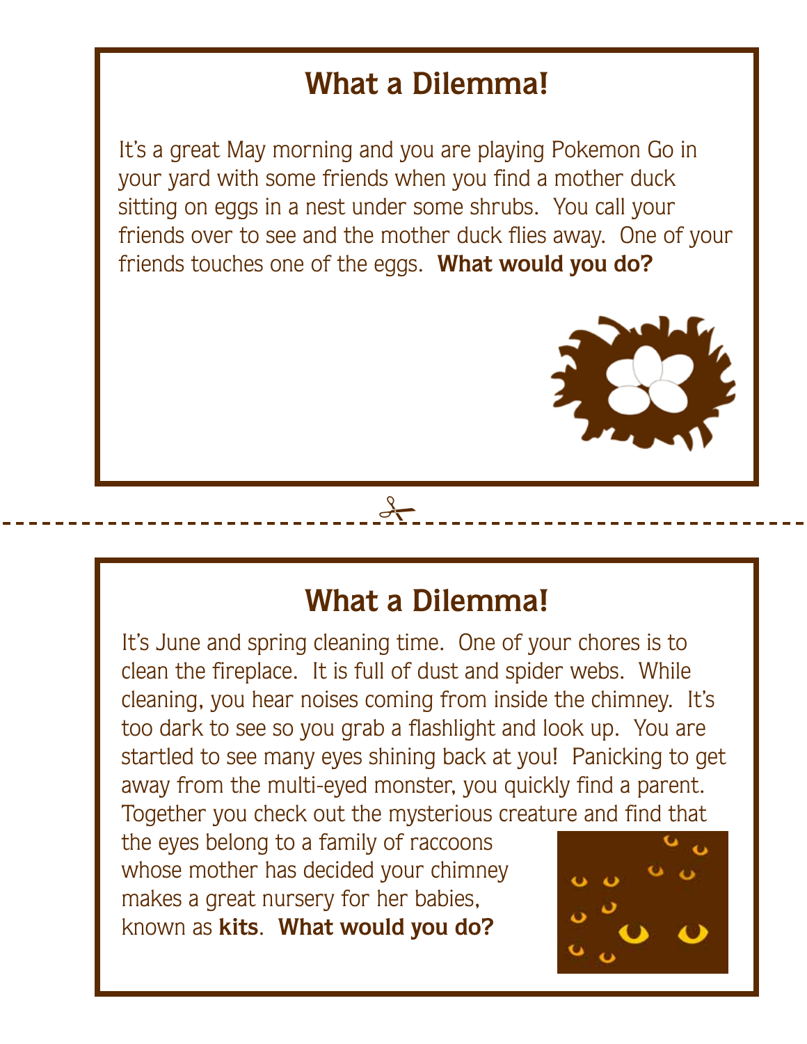## What a Dilemma!

It's a great May morning and you are playing Pokemon Go in your yard with some friends when you find a mother duck sitting on eggs in a nest under some shrubs. You call your friends over to see and the mother duck flies away. One of your friends touches one of the eggs. **What would you do?**

---

## What a Dilemma!

It's June and spring cleaning time. One of your chores is to clean the fireplace. It is full of dust and spider webs. While cleaning, you hear noises coming from inside the chimney. It's too dark to see so you grab a flashlight and look up. You are startled to see many eyes shining back at you! Panicking to get away from the multi-eyed monster, you quickly find a parent. Together you check out the mysterious creature and find that the eyes belong to a family of raccoons whose mother has decided your chimney makes a great nursery for her babies, known as **kits**. **What would you do?**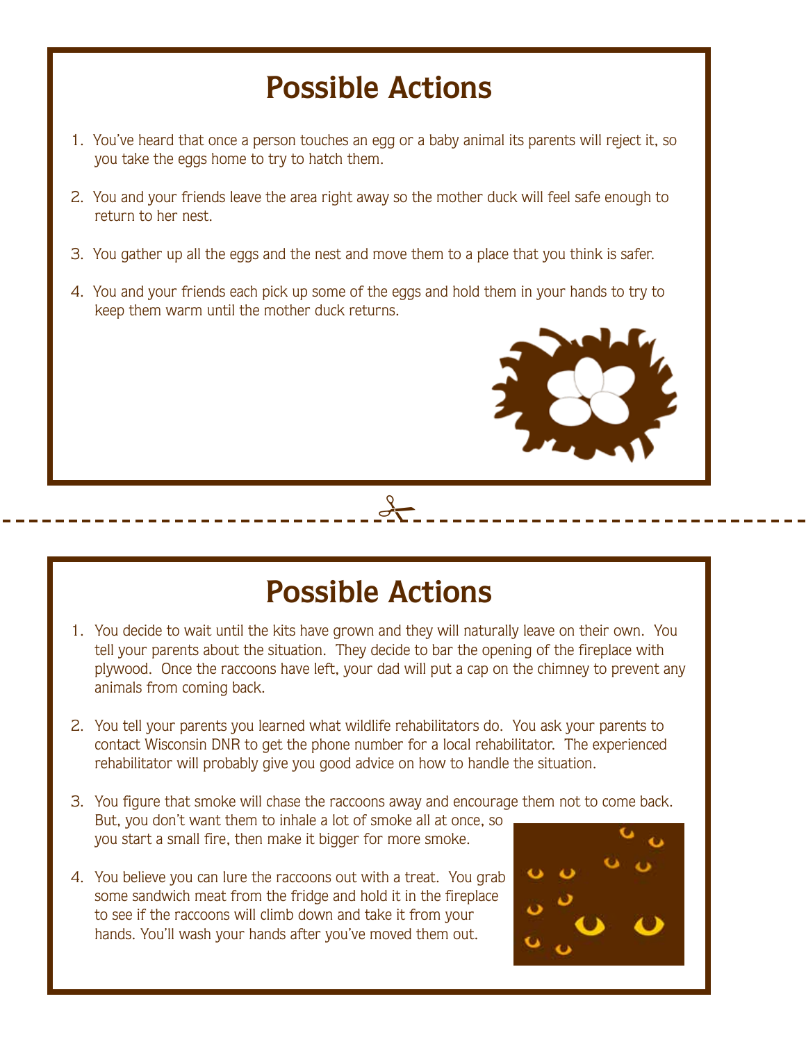# Possible Actions

1. You've heard that once a person touches an egg or a baby animal its parents will reject it, so you take the eggs home to try to hatch them.

2. You and your friends leave the area right away so the mother duck will feel safe enough to return to her nest.

3. You gather up all the eggs and the nest and move them to a place that you think is safer.

4. You and your friends each pick up some of the eggs and hold them in your hands to try to keep them warm until the mother duck returns.

# Possible Actions

1. You decide to wait until the kits have grown and they will naturally leave on their own. You tell your parents about the situation. They decide to bar the opening of the fireplace with plywood. Once the raccoons have left, your dad will put a cap on the chimney to prevent any animals from coming back.

2. You tell your parents you learned what wildlife rehabilitators do. You ask your parents to contact Wisconsin DNR to get the phone number for a local rehabilitator. The experienced rehabilitator will probably give you good advice on how to handle the situation.

3. You figure that smoke will chase the raccoons away and encourage them not to come back. But, you don't want them to inhale a lot of smoke all at once, so you start a small fire, then make it bigger for more smoke.

4. You believe you can lure the raccoons out with a treat. You grab some sandwich meat from the fridge and hold it in the fireplace to see if the raccoons will climb down and take it from your hands. You'll wash your hands after you've moved them out.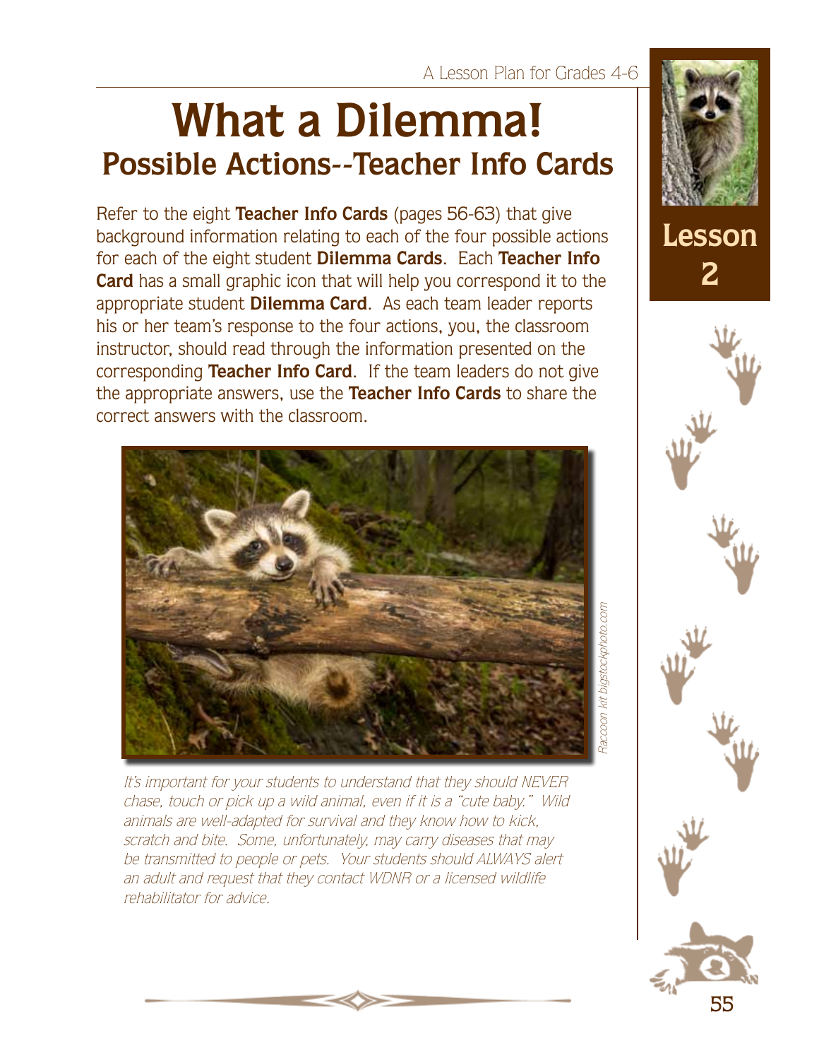# What a Dilemma!

## Possible Actions--Teacher Info Cards

Refer to the eight **Teacher Info Cards** (pages 56-63) that give background information relating to each of the four possible actions for each of the eight student **Dilemma Cards**. Each **Teacher Info Card** has a small graphic icon that will help you correspond it to the appropriate student **Dilemma Card**. As each team leader reports his or her team's response to the four actions, you, the classroom instructor, should read through the information presented on the corresponding **Teacher Info Card**. If the team leaders do not give the appropriate answers, use the **Teacher Info Cards** to share the correct answers with the classroom.

*Raccoon kit bigstockphoto.com*

*It's important for your students to understand that they should NEVER chase, touch or pick up a wild animal, even if it is a "cute baby." Wild animals are well-adapted for survival and they know how to kick, scratch and bite. Some, unfortunately, may carry diseases that may be transmitted to people or pets. Your students should ALWAYS alert an adult and request that they contact WDNR or a licensed wildlife rehabilitator for advice.*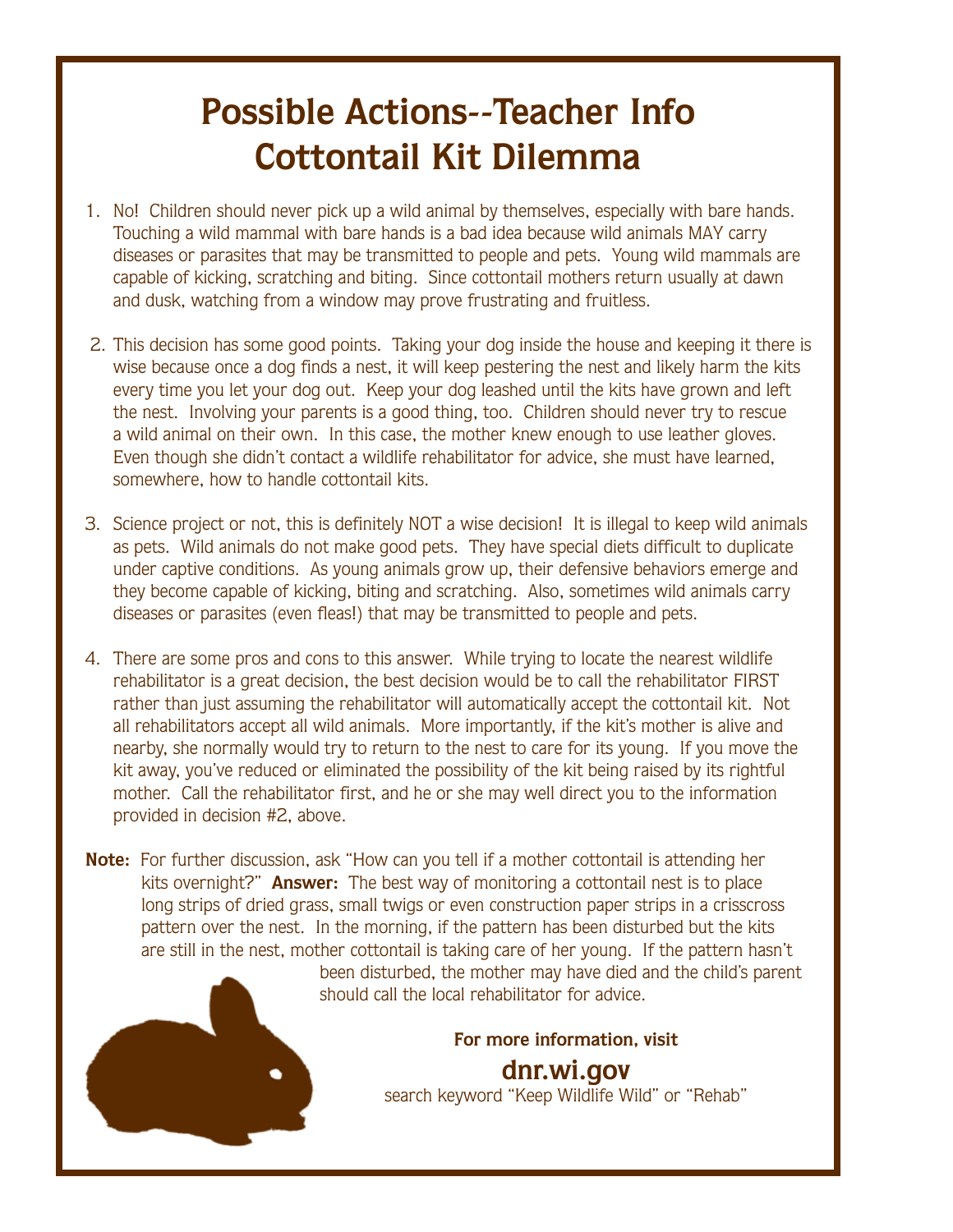# Possible Actions--Teacher Info
# Cottontail Kit Dilemma

1. No! Children should never pick up a wild animal by themselves, especially with bare hands. Touching a wild mammal with bare hands is a bad idea because wild animals MAY carry diseases or parasites that may be transmitted to people and pets. Young wild mammals are capable of kicking, scratching and biting. Since cottontail mothers return usually at dawn and dusk, watching from a window may prove frustrating and fruitless.

2. This decision has some good points. Taking your dog inside the house and keeping it there is wise because once a dog finds a nest, it will keep pestering the nest and likely harm the kits every time you let your dog out. Keep your dog leashed until the kits have grown and left the nest. Involving your parents is a good thing, too. Children should never try to rescue a wild animal on their own. In this case, the mother knew enough to use leather gloves. Even though she didn't contact a wildlife rehabilitator for advice, she must have learned, somewhere, how to handle cottontail kits.

3. Science project or not, this is definitely NOT a wise decision! It is illegal to keep wild animals as pets. Wild animals do not make good pets. They have special diets difficult to duplicate under captive conditions. As young animals grow up, their defensive behaviors emerge and they become capable of kicking, biting and scratching. Also, sometimes wild animals carry diseases or parasites (even fleas!) that may be transmitted to people and pets.

4. There are some pros and cons to this answer. While trying to locate the nearest wildlife rehabilitator is a great decision, the best decision would be to call the rehabilitator FIRST rather than just assuming the rehabilitator will automatically accept the cottontail kit. Not all rehabilitators accept all wild animals. More importantly, if the kit's mother is alive and nearby, she normally would try to return to the nest to care for its young. If you move the kit away, you've reduced or eliminated the possibility of the kit being raised by its rightful mother. Call the rehabilitator first, and he or she may well direct you to the information provided in decision #2, above.

**Note:** For further discussion, ask "How can you tell if a mother cottontail is attending her kits overnight?" **Answer:** The best way of monitoring a cottontail nest is to place long strips of dried grass, small twigs or even construction paper strips in a crisscross pattern over the nest. In the morning, if the pattern has been disturbed but the kits are still in the nest, mother cottontail is taking care of her young. If the pattern hasn't been disturbed, the mother may have died and the child's parent should call the local rehabilitator for advice.

**For more information, visit**

**dnr.wi.gov**

search keyword "Keep Wildlife Wild" or "Rehab"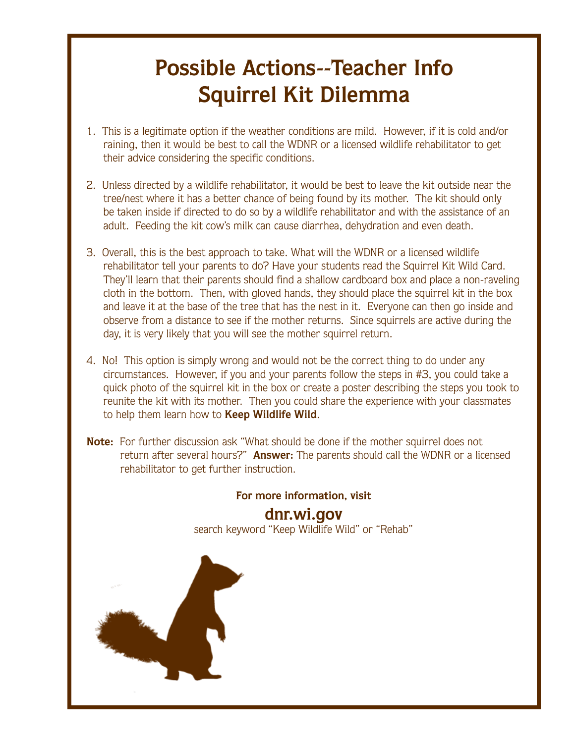# Possible Actions--Teacher Info
# Squirrel Kit Dilemma

1. This is a legitimate option if the weather conditions are mild. However, if it is cold and/or raining, then it would be best to call the WDNR or a licensed wildlife rehabilitator to get their advice considering the specific conditions.

2. Unless directed by a wildlife rehabilitator, it would be best to leave the kit outside near the tree/nest where it has a better chance of being found by its mother. The kit should only be taken inside if directed to do so by a wildlife rehabilitator and with the assistance of an adult. Feeding the kit cow's milk can cause diarrhea, dehydration and even death.

3. Overall, this is the best approach to take. What will the WDNR or a licensed wildlife rehabilitator tell your parents to do? Have your students read the Squirrel Kit Wild Card. They'll learn that their parents should find a shallow cardboard box and place a non-raveling cloth in the bottom. Then, with gloved hands, they should place the squirrel kit in the box and leave it at the base of the tree that has the nest in it. Everyone can then go inside and observe from a distance to see if the mother returns. Since squirrels are active during the day, it is very likely that you will see the mother squirrel return.

4. No! This option is simply wrong and would not be the correct thing to do under any circumstances. However, if you and your parents follow the steps in #3, you could take a quick photo of the squirrel kit in the box or create a poster describing the steps you took to reunite the kit with its mother. Then you could share the experience with your classmates to help them learn how to **Keep Wildlife Wild**.

**Note:** For further discussion ask "What should be done if the mother squirrel does not return after several hours?" **Answer:** The parents should call the WDNR or a licensed rehabilitator to get further instruction.

**For more information, visit**

**dnr.wi.gov**

search keyword "Keep Wildlife Wild" or "Rehab"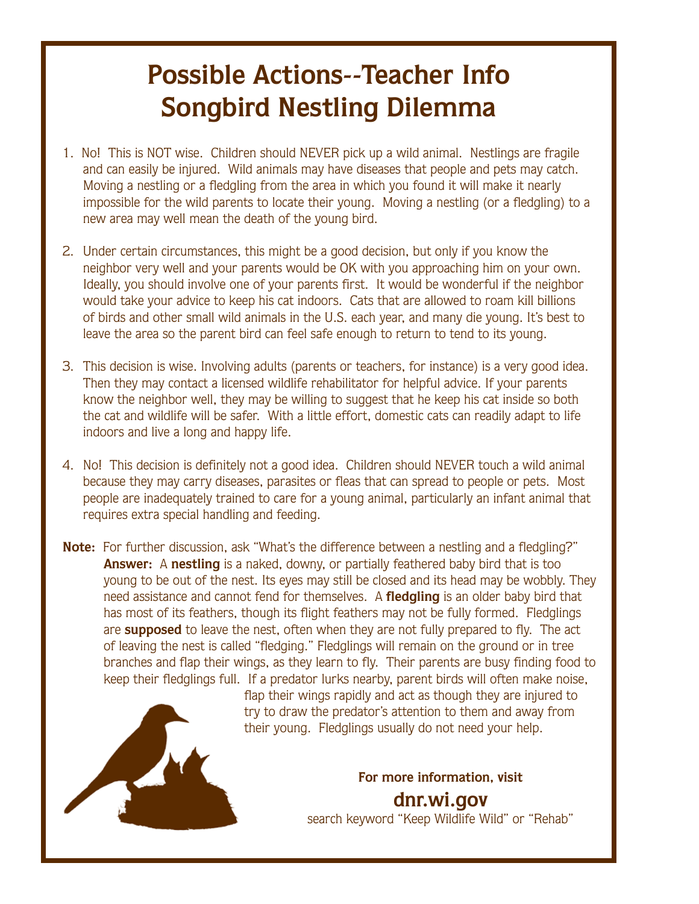# Possible Actions--Teacher Info
# Songbird Nestling Dilemma

1. No! This is NOT wise. Children should NEVER pick up a wild animal. Nestlings are fragile and can easily be injured. Wild animals may have diseases that people and pets may catch. Moving a nestling or a fledgling from the area in which you found it will make it nearly impossible for the wild parents to locate their young. Moving a nestling (or a fledgling) to a new area may well mean the death of the young bird.

2. Under certain circumstances, this might be a good decision, but only if you know the neighbor very well and your parents would be OK with you approaching him on your own. Ideally, you should involve one of your parents first. It would be wonderful if the neighbor would take your advice to keep his cat indoors. Cats that are allowed to roam kill billions of birds and other small wild animals in the U.S. each year, and many die young. It's best to leave the area so the parent bird can feel safe enough to return to tend to its young.

3. This decision is wise. Involving adults (parents or teachers, for instance) is a very good idea. Then they may contact a licensed wildlife rehabilitator for helpful advice. If your parents know the neighbor well, they may be willing to suggest that he keep his cat inside so both the cat and wildlife will be safer. With a little effort, domestic cats can readily adapt to life indoors and live a long and happy life.

4. No! This decision is definitely not a good idea. Children should NEVER touch a wild animal because they may carry diseases, parasites or fleas that can spread to people or pets. Most people are inadequately trained to care for a young animal, particularly an infant animal that requires extra special handling and feeding.

**Note:** For further discussion, ask "What's the difference between a nestling and a fledgling?"

**Answer:** A **nestling** is a naked, downy, or partially feathered baby bird that is too young to be out of the nest. Its eyes may still be closed and its head may be wobbly. They need assistance and cannot fend for themselves. A **fledgling** is an older baby bird that has most of its feathers, though its flight feathers may not be fully formed. Fledglings are **supposed** to leave the nest, often when they are not fully prepared to fly. The act of leaving the nest is called "fledging." Fledglings will remain on the ground or in tree branches and flap their wings, as they learn to fly. Their parents are busy finding food to keep their fledglings full. If a predator lurks nearby, parent birds will often make noise, flap their wings rapidly and act as though they are injured to try to draw the predator's attention to them and away from their young. Fledglings usually do not need your help.

**For more information, visit**

**dnr.wi.gov**

search keyword "Keep Wildlife Wild" or "Rehab"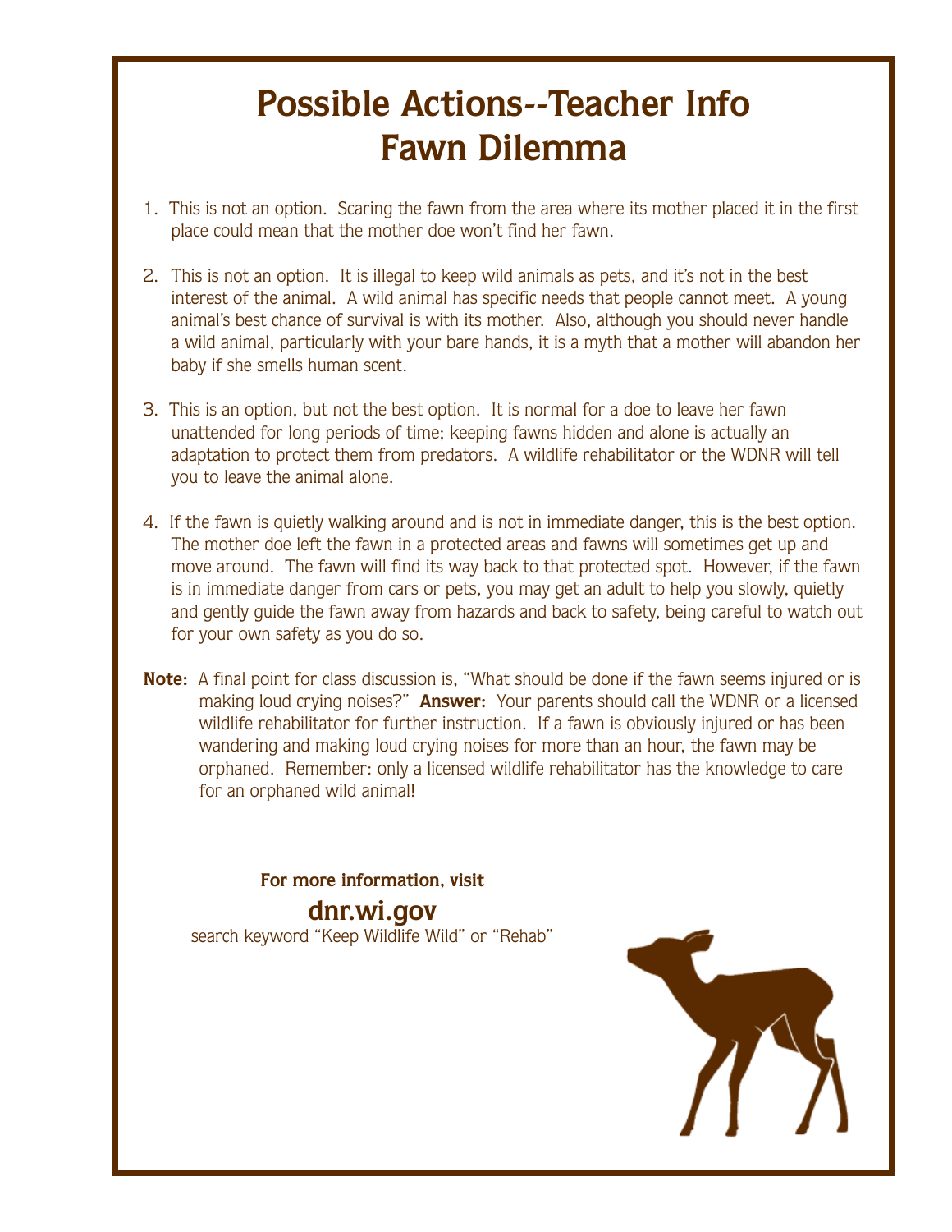# Possible Actions--Teacher Info
# Fawn Dilemma

1. This is not an option. Scaring the fawn from the area where its mother placed it in the first place could mean that the mother doe won't find her fawn.

2. This is not an option. It is illegal to keep wild animals as pets, and it's not in the best interest of the animal. A wild animal has specific needs that people cannot meet. A young animal's best chance of survival is with its mother. Also, although you should never handle a wild animal, particularly with your bare hands, it is a myth that a mother will abandon her baby if she smells human scent.

3. This is an option, but not the best option. It is normal for a doe to leave her fawn unattended for long periods of time; keeping fawns hidden and alone is actually an adaptation to protect them from predators. A wildlife rehabilitator or the WDNR will tell you to leave the animal alone.

4. If the fawn is quietly walking around and is not in immediate danger, this is the best option. The mother doe left the fawn in a protected areas and fawns will sometimes get up and move around. The fawn will find its way back to that protected spot. However, if the fawn is in immediate danger from cars or pets, you may get an adult to help you slowly, quietly and gently guide the fawn away from hazards and back to safety, being careful to watch out for your own safety as you do so.

**Note:** A final point for class discussion is, "What should be done if the fawn seems injured or is making loud crying noises?" **Answer:** Your parents should call the WDNR or a licensed wildlife rehabilitator for further instruction. If a fawn is obviously injured or has been wandering and making loud crying noises for more than an hour, the fawn may be orphaned. Remember: only a licensed wildlife rehabilitator has the knowledge to care for an orphaned wild animal!

**For more information, visit**

**dnr.wi.gov**

search keyword "Keep Wildlife Wild" or "Rehab"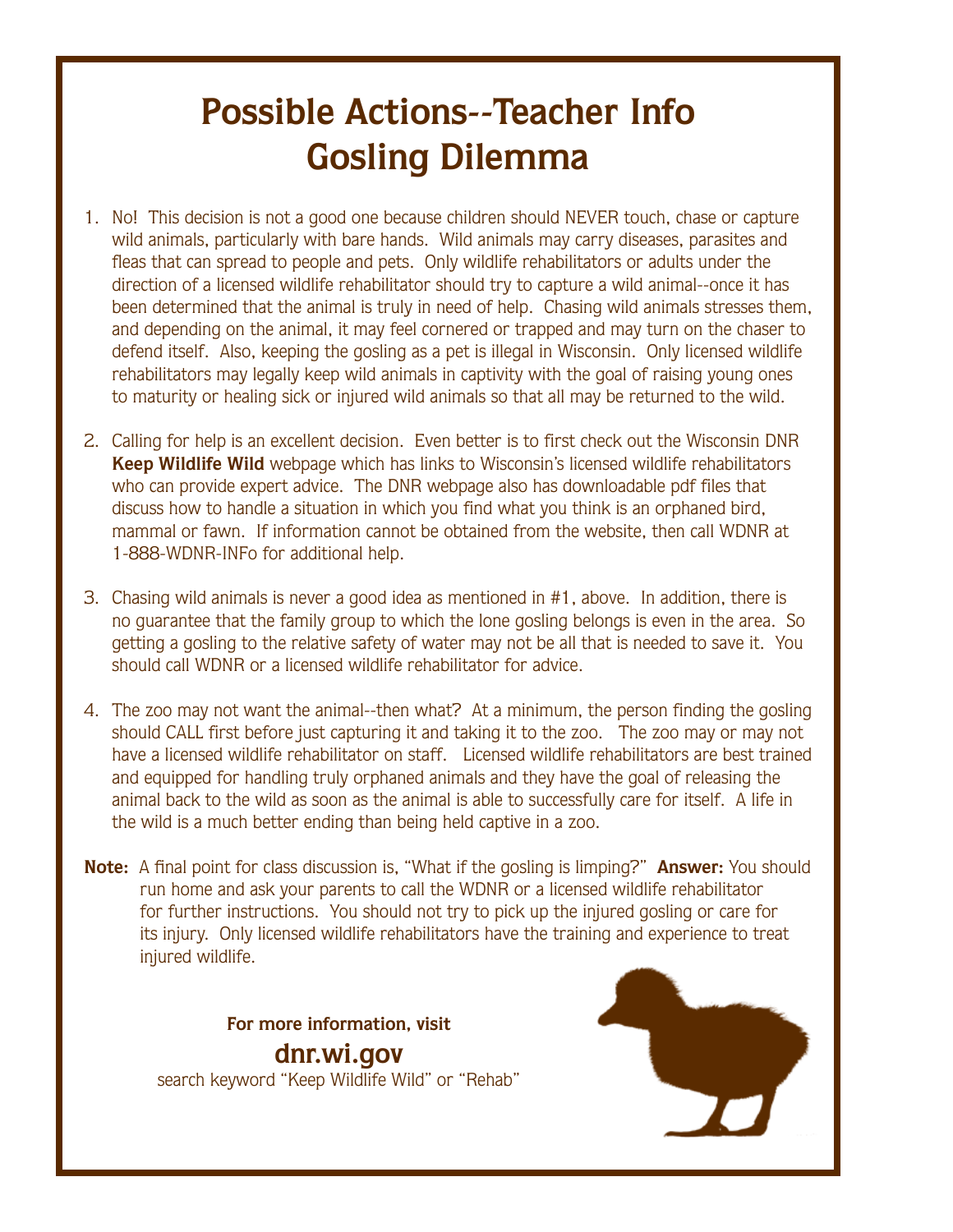# Possible Actions--Teacher Info
# Gosling Dilemma

1. No! This decision is not a good one because children should NEVER touch, chase or capture wild animals, particularly with bare hands. Wild animals may carry diseases, parasites and fleas that can spread to people and pets. Only wildlife rehabilitators or adults under the direction of a licensed wildlife rehabilitator should try to capture a wild animal--once it has been determined that the animal is truly in need of help. Chasing wild animals stresses them, and depending on the animal, it may feel cornered or trapped and may turn on the chaser to defend itself. Also, keeping the gosling as a pet is illegal in Wisconsin. Only licensed wildlife rehabilitators may legally keep wild animals in captivity with the goal of raising young ones to maturity or healing sick or injured wild animals so that all may be returned to the wild.

2. Calling for help is an excellent decision. Even better is to first check out the Wisconsin DNR **Keep Wildlife Wild** webpage which has links to Wisconsin's licensed wildlife rehabilitators who can provide expert advice. The DNR webpage also has downloadable pdf files that discuss how to handle a situation in which you find what you think is an orphaned bird, mammal or fawn. If information cannot be obtained from the website, then call WDNR at 1-888-WDNR-INFo for additional help.

3. Chasing wild animals is never a good idea as mentioned in #1, above. In addition, there is no guarantee that the family group to which the lone gosling belongs is even in the area. So getting a gosling to the relative safety of water may not be all that is needed to save it. You should call WDNR or a licensed wildlife rehabilitator for advice.

4. The zoo may not want the animal--then what? At a minimum, the person finding the gosling should CALL first before just capturing it and taking it to the zoo. The zoo may or may not have a licensed wildlife rehabilitator on staff. Licensed wildlife rehabilitators are best trained and equipped for handling truly orphaned animals and they have the goal of releasing the animal back to the wild as soon as the animal is able to successfully care for itself. A life in the wild is a much better ending than being held captive in a zoo.

**Note:** A final point for class discussion is, "What if the gosling is limping?" **Answer:** You should run home and ask your parents to call the WDNR or a licensed wildlife rehabilitator for further instructions. You should not try to pick up the injured gosling or care for its injury. Only licensed wildlife rehabilitators have the training and experience to treat injured wildlife.

**For more information, visit**

**dnr.wi.gov**

search keyword "Keep Wildlife Wild" or "Rehab"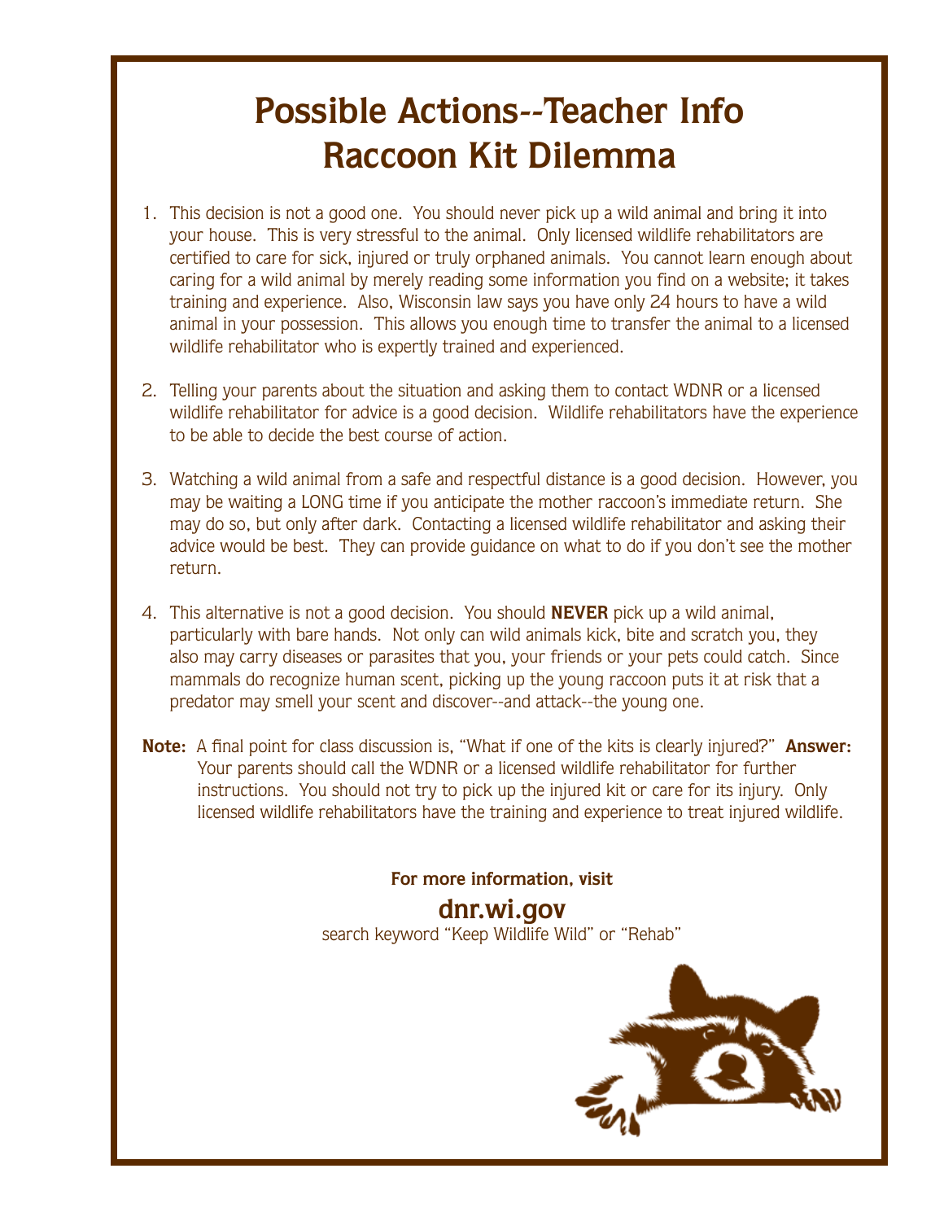# Possible Actions--Teacher Info
# Raccoon Kit Dilemma

1. This decision is not a good one. You should never pick up a wild animal and bring it into your house. This is very stressful to the animal. Only licensed wildlife rehabilitators are certified to care for sick, injured or truly orphaned animals. You cannot learn enough about caring for a wild animal by merely reading some information you find on a website; it takes training and experience. Also, Wisconsin law says you have only 24 hours to have a wild animal in your possession. This allows you enough time to transfer the animal to a licensed wildlife rehabilitator who is expertly trained and experienced.

2. Telling your parents about the situation and asking them to contact WDNR or a licensed wildlife rehabilitator for advice is a good decision. Wildlife rehabilitators have the experience to be able to decide the best course of action.

3. Watching a wild animal from a safe and respectful distance is a good decision. However, you may be waiting a LONG time if you anticipate the mother raccoon's immediate return. She may do so, but only after dark. Contacting a licensed wildlife rehabilitator and asking their advice would be best. They can provide guidance on what to do if you don't see the mother return.

4. This alternative is not a good decision. You should **NEVER** pick up a wild animal, particularly with bare hands. Not only can wild animals kick, bite and scratch you, they also may carry diseases or parasites that you, your friends or your pets could catch. Since mammals do recognize human scent, picking up the young raccoon puts it at risk that a predator may smell your scent and discover--and attack--the young one.

**Note:** A final point for class discussion is, "What if one of the kits is clearly injured?" **Answer:** Your parents should call the WDNR or a licensed wildlife rehabilitator for further instructions. You should not try to pick up the injured kit or care for its injury. Only licensed wildlife rehabilitators have the training and experience to treat injured wildlife.

**For more information, visit**

**dnr.wi.gov**

search keyword "Keep Wildlife Wild" or "Rehab"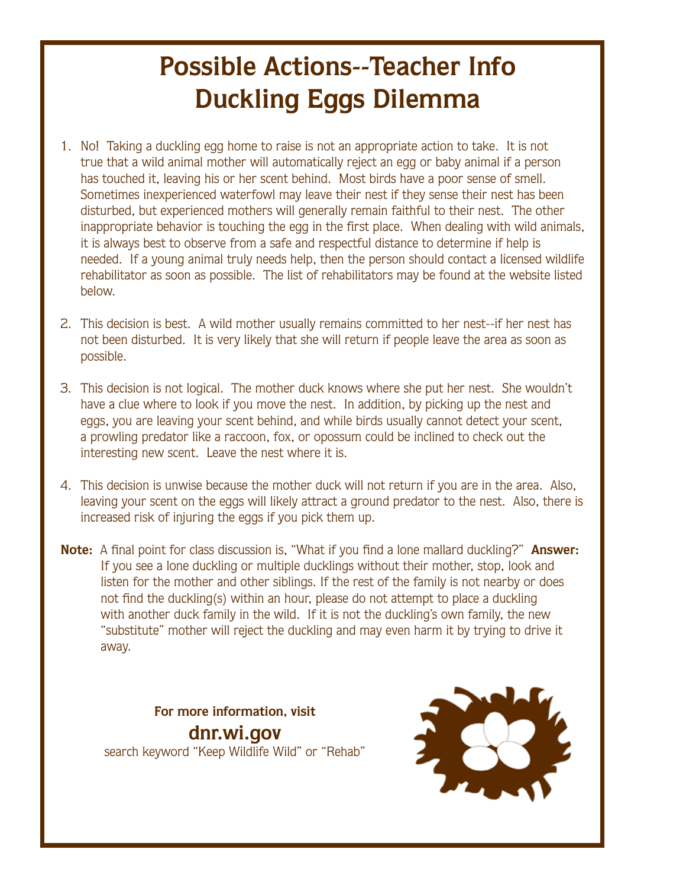# Possible Actions--Teacher Info
# Duckling Eggs Dilemma

1. No! Taking a duckling egg home to raise is not an appropriate action to take. It is not true that a wild animal mother will automatically reject an egg or baby animal if a person has touched it, leaving his or her scent behind. Most birds have a poor sense of smell. Sometimes inexperienced waterfowl may leave their nest if they sense their nest has been disturbed, but experienced mothers will generally remain faithful to their nest. The other inappropriate behavior is touching the egg in the first place. When dealing with wild animals, it is always best to observe from a safe and respectful distance to determine if help is needed. If a young animal truly needs help, then the person should contact a licensed wildlife rehabilitator as soon as possible. The list of rehabilitators may be found at the website listed below.

2. This decision is best. A wild mother usually remains committed to her nest--if her nest has not been disturbed. It is very likely that she will return if people leave the area as soon as possible.

3. This decision is not logical. The mother duck knows where she put her nest. She wouldn't have a clue where to look if you move the nest. In addition, by picking up the nest and eggs, you are leaving your scent behind, and while birds usually cannot detect your scent, a prowling predator like a raccoon, fox, or opossum could be inclined to check out the interesting new scent. Leave the nest where it is.

4. This decision is unwise because the mother duck will not return if you are in the area. Also, leaving your scent on the eggs will likely attract a ground predator to the nest. Also, there is increased risk of injuring the eggs if you pick them up.

**Note:** A final point for class discussion is, "What if you find a lone mallard duckling?" **Answer:** If you see a lone duckling or multiple ducklings without their mother, stop, look and listen for the mother and other siblings. If the rest of the family is not nearby or does not find the duckling(s) within an hour, please do not attempt to place a duckling with another duck family in the wild. If it is not the duckling's own family, the new "substitute" mother will reject the duckling and may even harm it by trying to drive it away.

**For more information, visit**

**dnr.wi.gov**

search keyword "Keep Wildlife Wild" or "Rehab"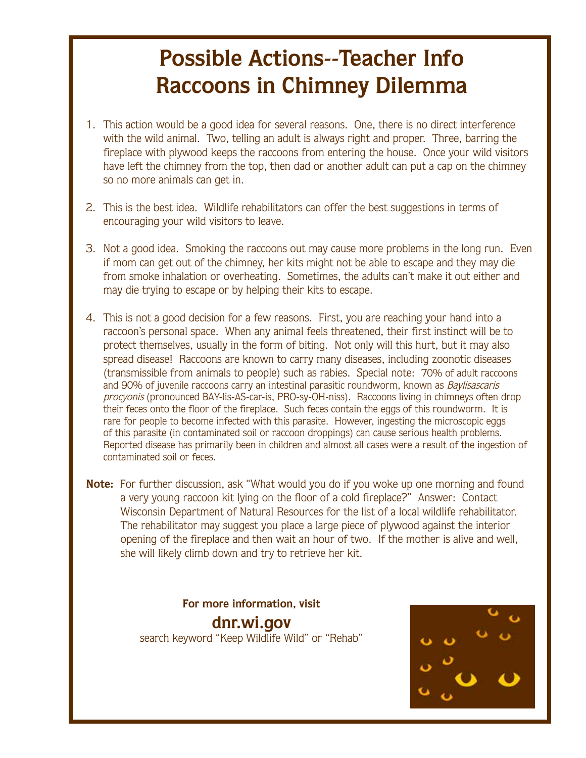# Possible Actions--Teacher Info
# Raccoons in Chimney Dilemma

1. This action would be a good idea for several reasons. One, there is no direct interference with the wild animal. Two, telling an adult is always right and proper. Three, barring the fireplace with plywood keeps the raccoons from entering the house. Once your wild visitors have left the chimney from the top, then dad or another adult can put a cap on the chimney so no more animals can get in.

2. This is the best idea. Wildlife rehabilitators can offer the best suggestions in terms of encouraging your wild visitors to leave.

3. Not a good idea. Smoking the raccoons out may cause more problems in the long run. Even if mom can get out of the chimney, her kits might not be able to escape and they may die from smoke inhalation or overheating. Sometimes, the adults can't make it out either and may die trying to escape or by helping their kits to escape.

4. This is not a good decision for a few reasons. First, you are reaching your hand into a raccoon's personal space. When any animal feels threatened, their first instinct will be to protect themselves, usually in the form of biting. Not only will this hurt, but it may also spread disease! Raccoons are known to carry many diseases, including zoonotic diseases (transmissible from animals to people) such as rabies. Special note: 70% of adult raccoons and 90% of juvenile raccoons carry an intestinal parasitic roundworm, known as *Baylisascaris procyonis* (pronounced BAY-lis-AS-car-is, PRO-sy-OH-niss). Raccoons living in chimneys often drop their feces onto the floor of the fireplace. Such feces contain the eggs of this roundworm. It is rare for people to become infected with this parasite. However, ingesting the microscopic eggs of this parasite (in contaminated soil or raccoon droppings) can cause serious health problems. Reported disease has primarily been in children and almost all cases were a result of the ingestion of contaminated soil or feces.

**Note:** For further discussion, ask "What would you do if you woke up one morning and found a very young raccoon kit lying on the floor of a cold fireplace?" Answer: Contact Wisconsin Department of Natural Resources for the list of a local wildlife rehabilitator. The rehabilitator may suggest you place a large piece of plywood against the interior opening of the fireplace and then wait an hour of two. If the mother is alive and well, she will likely climb down and try to retrieve her kit.

**For more information, visit**

**dnr.wi.gov**

search keyword "Keep Wildlife Wild" or "Rehab"